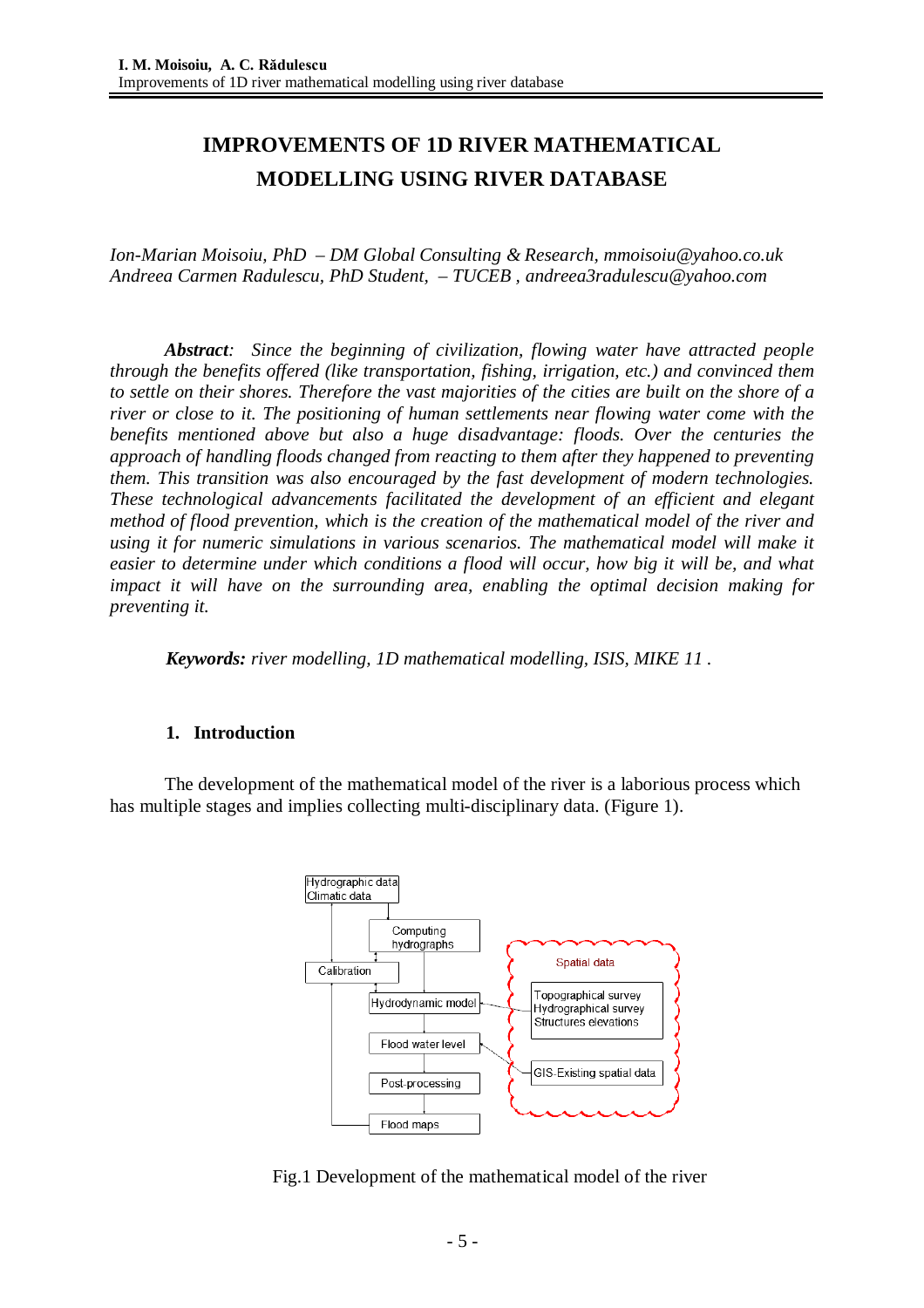# IMPROVEMENTS OF 1D RIVER MATHEMATICAL MODELLING USING RIVER DATABASE

*Ion-Marian Moisoiu, PhD – DM Global Consulting & Research, mmoisoiu@yahoo.co.uk*
*Andreea Carmen Radulescu, PhD Student, – TUCEB , andreea3radulescu@yahoo.com*

***Abstract**: Since the beginning of civilization, flowing water have attracted people through the benefits offered (like transportation, fishing, irrigation, etc.) and convinced them to settle on their shores. Therefore the vast majorities of the cities are built on the shore of a river or close to it. The positioning of human settlements near flowing water come with the benefits mentioned above but also a huge disadvantage: floods. Over the centuries the approach of handling floods changed from reacting to them after they happened to preventing them. This transition was also encouraged by the fast development of modern technologies. These technological advancements facilitated the development of an efficient and elegant method of flood prevention, which is the creation of the mathematical model of the river and using it for numeric simulations in various scenarios. The mathematical model will make it easier to determine under which conditions a flood will occur, how big it will be, and what impact it will have on the surrounding area, enabling the optimal decision making for preventing it.*

***Keywords:** river modelling, 1D mathematical modelling, ISIS, MIKE 11 .*

## 1. Introduction

The development of the mathematical model of the river is a laborious process which has multiple stages and implies collecting multi-disciplinary data. (Figure 1).

Fig.1 Development of the mathematical model of the river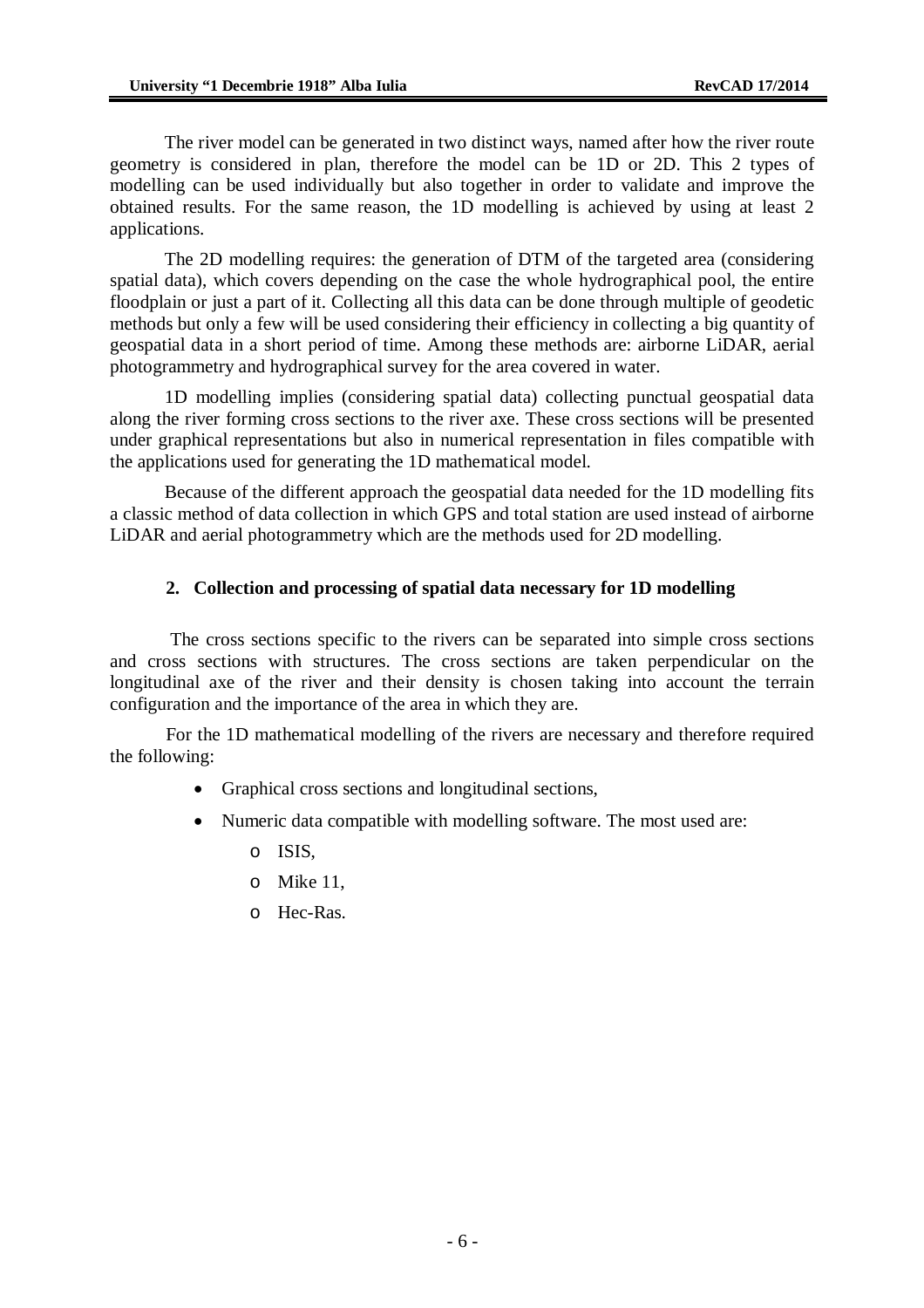The river model can be generated in two distinct ways, named after how the river route geometry is considered in plan, therefore the model can be 1D or 2D. This 2 types of modelling can be used individually but also together in order to validate and improve the obtained results. For the same reason, the 1D modelling is achieved by using at least 2 applications.

The 2D modelling requires: the generation of DTM of the targeted area (considering spatial data), which covers depending on the case the whole hydrographical pool, the entire floodplain or just a part of it. Collecting all this data can be done through multiple of geodetic methods but only a few will be used considering their efficiency in collecting a big quantity of geospatial data in a short period of time. Among these methods are: airborne LiDAR, aerial photogrammetry and hydrographical survey for the area covered in water.

1D modelling implies (considering spatial data) collecting punctual geospatial data along the river forming cross sections to the river axe. These cross sections will be presented under graphical representations but also in numerical representation in files compatible with the applications used for generating the 1D mathematical model.

Because of the different approach the geospatial data needed for the 1D modelling fits a classic method of data collection in which GPS and total station are used instead of airborne LiDAR and aerial photogrammetry which are the methods used for 2D modelling.

## 2. Collection and processing of spatial data necessary for 1D modelling

The cross sections specific to the rivers can be separated into simple cross sections and cross sections with structures. The cross sections are taken perpendicular on the longitudinal axe of the river and their density is chosen taking into account the terrain configuration and the importance of the area in which they are.

For the 1D mathematical modelling of the rivers are necessary and therefore required the following:

- Graphical cross sections and longitudinal sections,
- Numeric data compatible with modelling software. The most used are:
  - ISIS,
  - Mike 11,
  - Hec-Ras.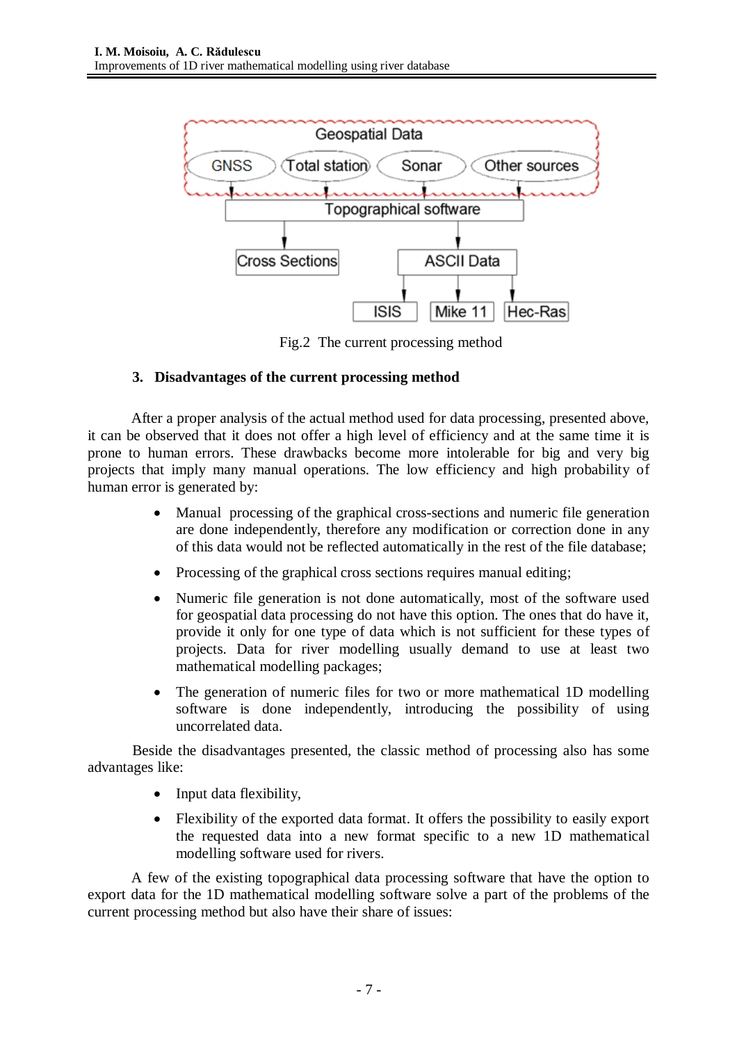Fig.2 The current processing method

## 3. Disadvantages of the current processing method

After a proper analysis of the actual method used for data processing, presented above, it can be observed that it does not offer a high level of efficiency and at the same time it is prone to human errors. These drawbacks become more intolerable for big and very big projects that imply many manual operations. The low efficiency and high probability of human error is generated by:

- Manual processing of the graphical cross-sections and numeric file generation are done independently, therefore any modification or correction done in any of this data would not be reflected automatically in the rest of the file database;
- Processing of the graphical cross sections requires manual editing;
- Numeric file generation is not done automatically, most of the software used for geospatial data processing do not have this option. The ones that do have it, provide it only for one type of data which is not sufficient for these types of projects. Data for river modelling usually demand to use at least two mathematical modelling packages;
- The generation of numeric files for two or more mathematical 1D modelling software is done independently, introducing the possibility of using uncorrelated data.

Beside the disadvantages presented, the classic method of processing also has some advantages like:

- Input data flexibility,
- Flexibility of the exported data format. It offers the possibility to easily export the requested data into a new format specific to a new 1D mathematical modelling software used for rivers.

A few of the existing topographical data processing software that have the option to export data for the 1D mathematical modelling software solve a part of the problems of the current processing method but also have their share of issues: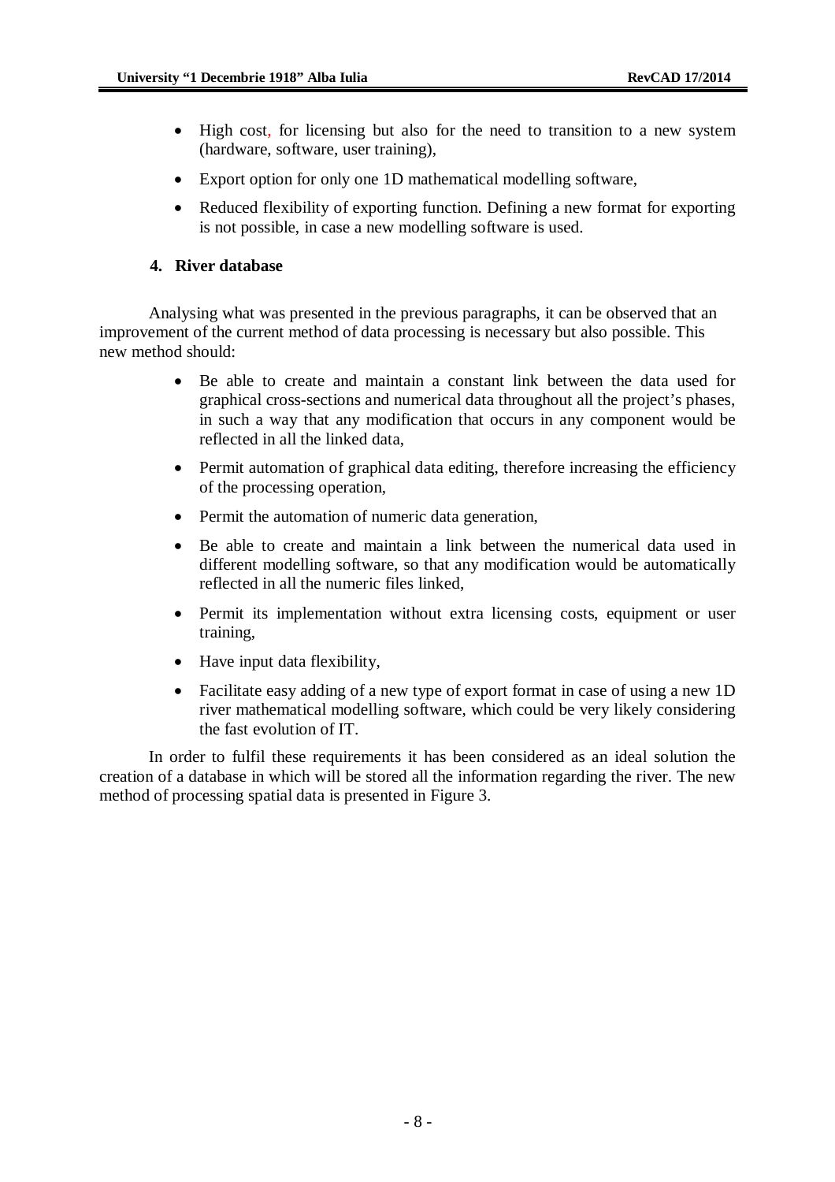- High cost, for licensing but also for the need to transition to a new system (hardware, software, user training),
- Export option for only one 1D mathematical modelling software,
- Reduced flexibility of exporting function. Defining a new format for exporting is not possible, in case a new modelling software is used.

## 4. River database

Analysing what was presented in the previous paragraphs, it can be observed that an improvement of the current method of data processing is necessary but also possible. This new method should:

- Be able to create and maintain a constant link between the data used for graphical cross-sections and numerical data throughout all the project's phases, in such a way that any modification that occurs in any component would be reflected in all the linked data,
- Permit automation of graphical data editing, therefore increasing the efficiency of the processing operation,
- Permit the automation of numeric data generation,
- Be able to create and maintain a link between the numerical data used in different modelling software, so that any modification would be automatically reflected in all the numeric files linked,
- Permit its implementation without extra licensing costs, equipment or user training,
- Have input data flexibility,
- Facilitate easy adding of a new type of export format in case of using a new 1D river mathematical modelling software, which could be very likely considering the fast evolution of IT.

In order to fulfil these requirements it has been considered as an ideal solution the creation of a database in which will be stored all the information regarding the river. The new method of processing spatial data is presented in Figure 3.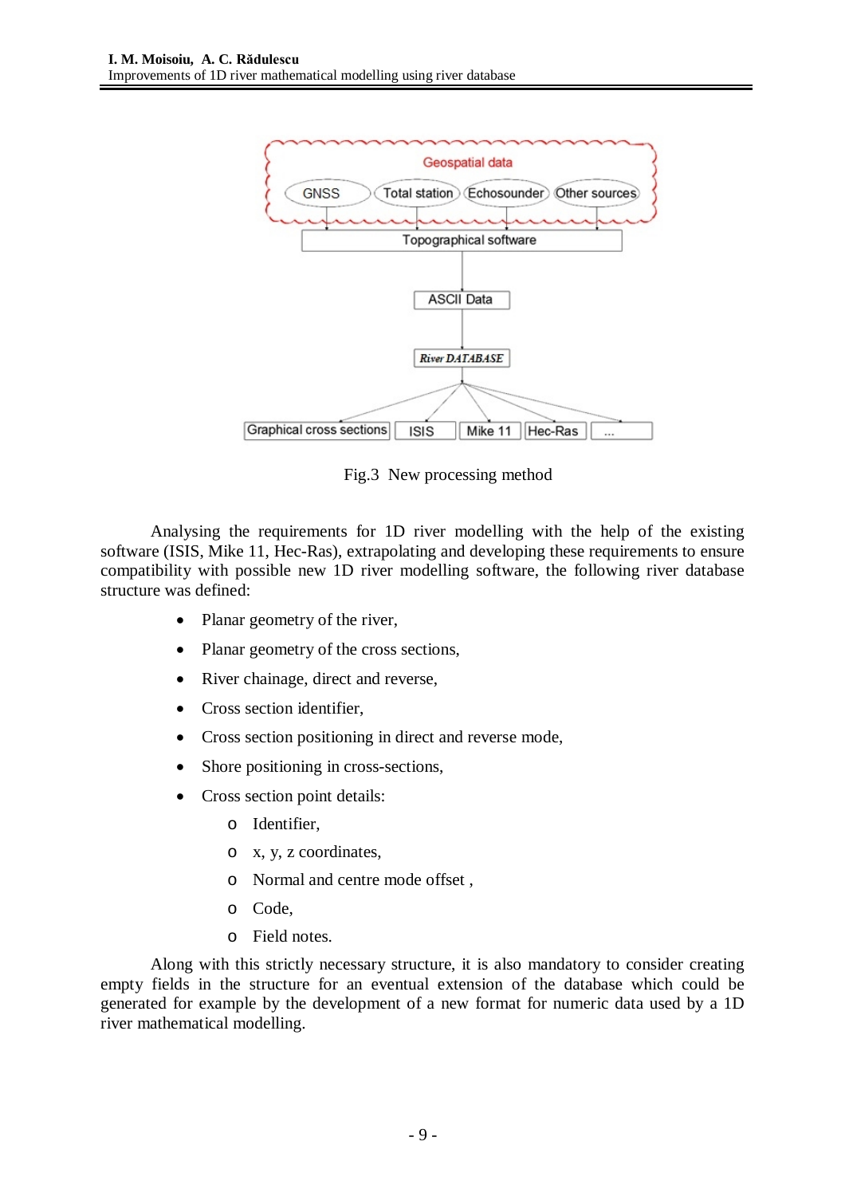Fig.3 New processing method

Analysing the requirements for 1D river modelling with the help of the existing software (ISIS, Mike 11, Hec-Ras), extrapolating and developing these requirements to ensure compatibility with possible new 1D river modelling software, the following river database structure was defined:

- Planar geometry of the river,
- Planar geometry of the cross sections,
- River chainage, direct and reverse,
- Cross section identifier,
- Cross section positioning in direct and reverse mode,
- Shore positioning in cross-sections,
- Cross section point details:
  - Identifier,
  - x, y, z coordinates,
  - Normal and centre mode offset ,
  - Code,
  - Field notes.

Along with this strictly necessary structure, it is also mandatory to consider creating empty fields in the structure for an eventual extension of the database which could be generated for example by the development of a new format for numeric data used by a 1D river mathematical modelling.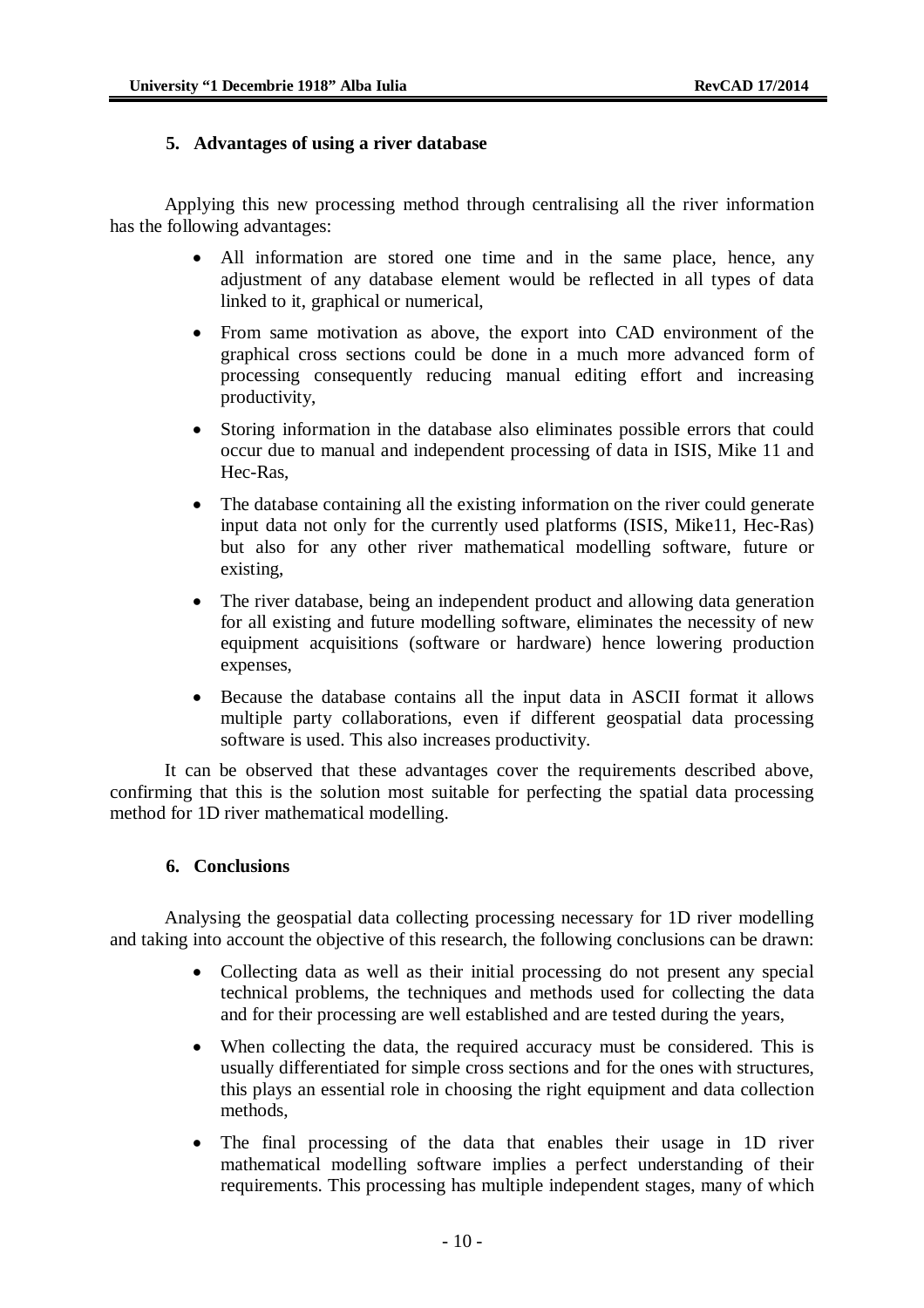## 5. Advantages of using a river database

Applying this new processing method through centralising all the river information has the following advantages:

- All information are stored one time and in the same place, hence, any adjustment of any database element would be reflected in all types of data linked to it, graphical or numerical,
- From same motivation as above, the export into CAD environment of the graphical cross sections could be done in a much more advanced form of processing consequently reducing manual editing effort and increasing productivity,
- Storing information in the database also eliminates possible errors that could occur due to manual and independent processing of data in ISIS, Mike 11 and Hec-Ras,
- The database containing all the existing information on the river could generate input data not only for the currently used platforms (ISIS, Mike11, Hec-Ras) but also for any other river mathematical modelling software, future or existing,
- The river database, being an independent product and allowing data generation for all existing and future modelling software, eliminates the necessity of new equipment acquisitions (software or hardware) hence lowering production expenses,
- Because the database contains all the input data in ASCII format it allows multiple party collaborations, even if different geospatial data processing software is used. This also increases productivity.

It can be observed that these advantages cover the requirements described above, confirming that this is the solution most suitable for perfecting the spatial data processing method for 1D river mathematical modelling.

## 6. Conclusions

Analysing the geospatial data collecting processing necessary for 1D river modelling and taking into account the objective of this research, the following conclusions can be drawn:

- Collecting data as well as their initial processing do not present any special technical problems, the techniques and methods used for collecting the data and for their processing are well established and are tested during the years,
- When collecting the data, the required accuracy must be considered. This is usually differentiated for simple cross sections and for the ones with structures, this plays an essential role in choosing the right equipment and data collection methods,
- The final processing of the data that enables their usage in 1D river mathematical modelling software implies a perfect understanding of their requirements. This processing has multiple independent stages, many of which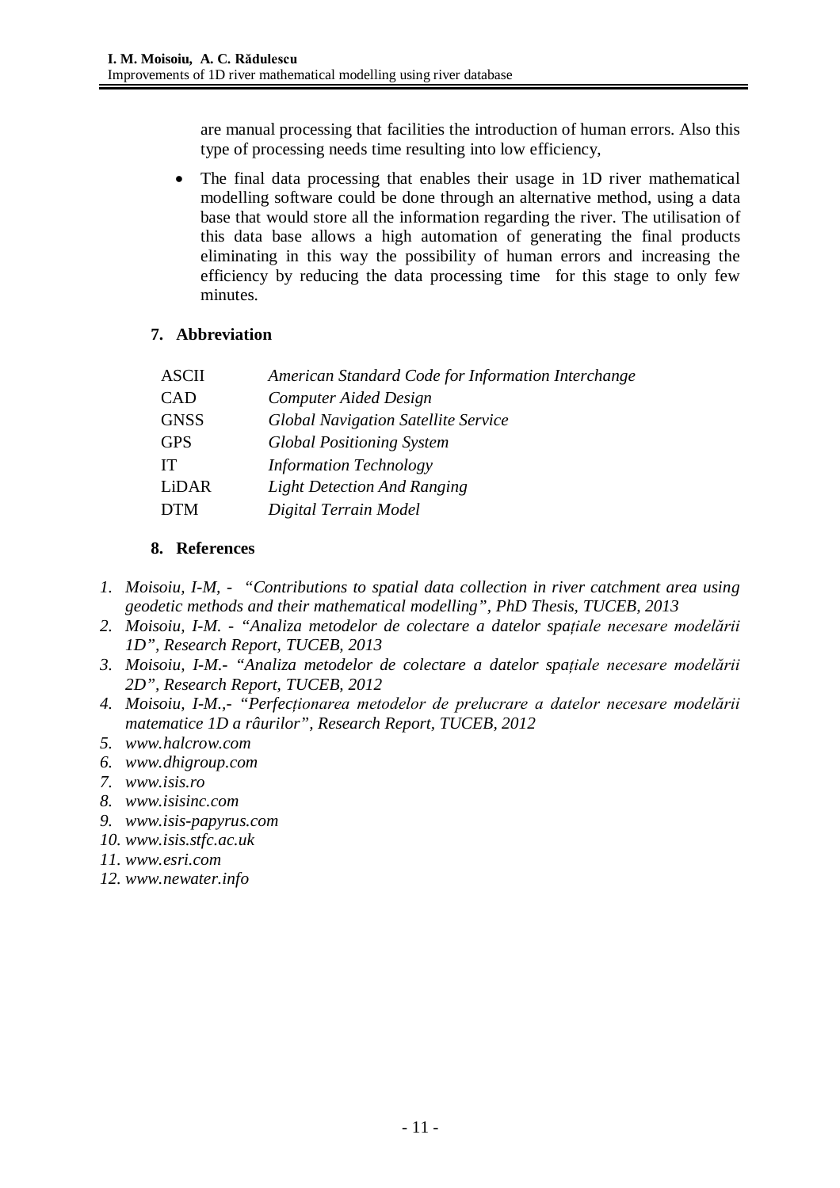are manual processing that facilities the introduction of human errors. Also this type of processing needs time resulting into low efficiency,

- The final data processing that enables their usage in 1D river mathematical modelling software could be done through an alternative method, using a data base that would store all the information regarding the river. The utilisation of this data base allows a high automation of generating the final products eliminating in this way the possibility of human errors and increasing the efficiency by reducing the data processing time for this stage to only few minutes.

## 7. Abbreviation

| | |
|---|---|
| ASCII | *American Standard Code for Information Interchange* |
| CAD | *Computer Aided Design* |
| GNSS | *Global Navigation Satellite Service* |
| GPS | *Global Positioning System* |
| IT | *Information Technology* |
| LiDAR | *Light Detection And Ranging* |
| DTM | *Digital Terrain Model* |

## 8. References

1. *Moisoiu, I-M, - "Contributions to spatial data collection in river catchment area using geodetic methods and their mathematical modelling", PhD Thesis, TUCEB, 2013*
2. *Moisoiu, I-M. - "Analiza metodelor de colectare a datelor spațiale necesare modelării 1D", Research Report, TUCEB, 2013*
3. *Moisoiu, I-M.- "Analiza metodelor de colectare a datelor spațiale necesare modelării 2D", Research Report, TUCEB, 2012*
4. *Moisoiu, I-M.,- "Perfecționarea metodelor de prelucrare a datelor necesare modelării matematice 1D a râurilor", Research Report, TUCEB, 2012*
5. *www.halcrow.com*
6. *www.dhigroup.com*
7. *www.isis.ro*
8. *www.isisinc.com*
9. *www.isis-papyrus.com*
10. *www.isis.stfc.ac.uk*
11. *www.esri.com*
12. *www.newater.info*